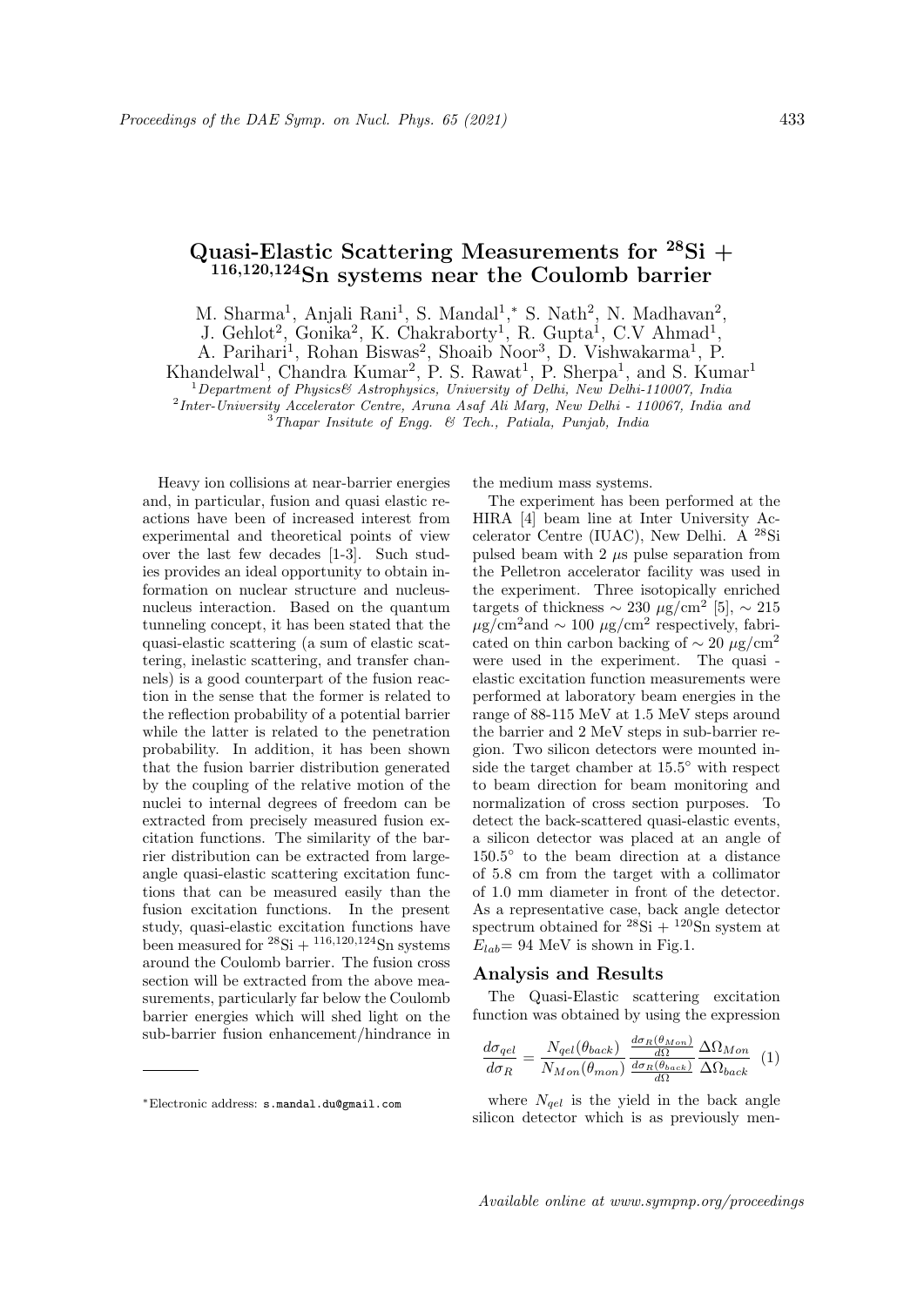# Quasi-Elastic Scattering Measurements for $^{28}$Si + $^{116,120,124}$Sn systems near the Coulomb barrier

M. Sharma[1], Anjali Rani[1], S. Mandal[1,*], S. Nath[2], N. Madhavan[2], J. Gehlot[2], Gonika[2], K. Chakraborty[1], R. Gupta[1], C.V Ahmad[1], A. Parihari[1], Rohan Biswas[2], Shoaib Noor[3], D. Vishwakarma[1], P. Khandelwal[1], Chandra Kumar[2], P. S. Rawat[1], P. Sherpa[1], and S. Kumar[1]

[1] *Department of Physics& Astrophysics, University of Delhi, New Delhi-110007, India*
[2] *Inter-University Accelerator Centre, Aruna Asaf Ali Marg, New Delhi - 110067, India and*
[3] *Thapar Insitute of Engg. & Tech., Patiala, Punjab, India*

Heavy ion collisions at near-barrier energies and, in particular, fusion and quasi elastic reactions have been of increased interest from experimental and theoretical points of view over the last few decades [1-3]. Such studies provides an ideal opportunity to obtain information on nuclear structure and nucleus-nucleus interaction. Based on the quantum tunneling concept, it has been stated that the quasi-elastic scattering (a sum of elastic scattering, inelastic scattering, and transfer channels) is a good counterpart of the fusion reaction in the sense that the former is related to the reflection probability of a potential barrier while the latter is related to the penetration probability. In addition, it has been shown that the fusion barrier distribution generated by the coupling of the relative motion of the nuclei to internal degrees of freedom can be extracted from precisely measured fusion excitation functions. The similarity of the barrier distribution can be extracted from large-angle quasi-elastic scattering excitation functions that can be measured easily than the fusion excitation functions. In the present study, quasi-elastic excitation functions have been measured for $^{28}$Si + $^{116,120,124}$Sn systems around the Coulomb barrier. The fusion cross section will be extracted from the above measurements, particularly far below the Coulomb barrier energies which will shed light on the sub-barrier fusion enhancement/hindrance in the medium mass systems.

The experiment has been performed at the HIRA [4] beam line at Inter University Accelerator Centre (IUAC), New Delhi. A $^{28}$Si pulsed beam with 2 $\mu$s pulse separation from the Pelletron accelerator facility was used in the experiment. Three isotopically enriched targets of thickness $\sim$ 230 $\mu$g/cm$^2$ [5], $\sim$ 215 $\mu$g/cm$^2$and $\sim$ 100 $\mu$g/cm$^2$ respectively, fabricated on thin carbon backing of $\sim$ 20 $\mu$g/cm$^2$ were used in the experiment. The quasi - elastic excitation function measurements were performed at laboratory beam energies in the range of 88-115 MeV at 1.5 MeV steps around the barrier and 2 MeV steps in sub-barrier region. Two silicon detectors were mounted inside the target chamber at 15.5° with respect to beam direction for beam monitoring and normalization of cross section purposes. To detect the back-scattered quasi-elastic events, a silicon detector was placed at an angle of 150.5° to the beam direction at a distance of 5.8 cm from the target with a collimator of 1.0 mm diameter in front of the detector. As a representative case, back angle detector spectrum obtained for $^{28}$Si + $^{120}$Sn system at $E_{lab}$= 94 MeV is shown in Fig.1.

## Analysis and Results

The Quasi-Elastic scattering excitation function was obtained by using the expression

$$\frac{d\sigma_{qel}}{d\sigma_R} = \frac{N_{qel}(\theta_{back})}{N_{Mon}(\theta_{mon})} \frac{\frac{d\sigma_R(\theta_{Mon})}{d\Omega}}{\frac{d\sigma_R(\theta_{back})}{d\Omega}} \frac{\Delta\Omega_{Mon}}{\Delta\Omega_{back}} \quad (1)$$

where $N_{qel}$ is the yield in the back angle silicon detector which is as previously men-

---

* Electronic address: s.mandal.du@gmail.com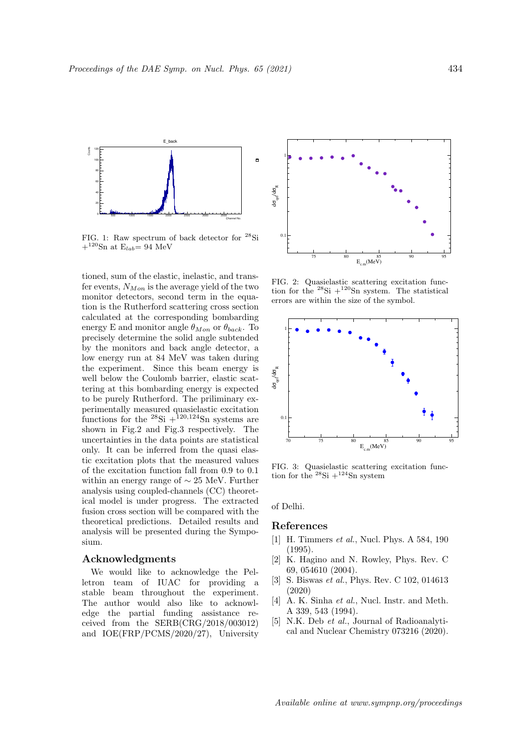E_back

Counts

0 20 40 60 80 100 120

500 1000 1500 2000 2500 3000 3500

Channel No.

FIG. 1: Raw spectrum of back detector for $^{28}$Si $+^{120}$Sn at $E_{lab}$= 94 MeV

tioned, sum of the elastic, inelastic, and transfer events, $N_{Mon}$ is the average yield of the two monitor detectors, second term in the equation is the Rutherford scattering cross section calculated at the corresponding bombarding energy E and monitor angle $\theta_{Mon}$ or $\theta_{back}$. To precisely determine the solid angle subtended by the monitors and back angle detector, a low energy run at 84 MeV was taken during the experiment. Since this beam energy is well below the Coulomb barrier, elastic scattering at this bombarding energy is expected to be purely Rutherford. The priliminary experimentally measured quasielastic excitation functions for the $^{28}$Si $+^{120,124}$Sn systems are shown in Fig.2 and Fig.3 respectively. The uncertainties in the data points are statistical only. It can be inferred from the quasi elastic excitation plots that the measured values of the excitation function fall from 0.9 to 0.1 within an energy range of $\sim$ 25 MeV. Further analysis using coupled-channels (CC) theoretical model is under progress. The extracted fusion cross section will be compared with the theoretical predictions. Detailed results and analysis will be presented during the Symposium.

$d\sigma_{qe}/d\sigma_R$

0.1 1

75 80 85 90 95

$E_{c.m}$(MeV)

FIG. 2: Quasielastic scattering excitation function for the $^{28}$Si $+^{120}$Sn system. The statistical errors are within the size of the symbol.

$d\sigma_{qe}/d\sigma_R$

0.1 1

70 75 80 85 90 95

$E_{c.m}$(MeV)

FIG. 3: Quasielastic scattering excitation function for the $^{28}$Si $+^{124}$Sn system

## Acknowledgments

We would like to acknowledge the Pelletron team of IUAC for providing a stable beam throughout the experiment. The author would also like to acknowledge the partial funding assistance received from the SERB(CRG/2018/003012) and IOE(FRP/PCMS/2020/27), University of Delhi.

## References

[1] H. Timmers *et al.*, Nucl. Phys. A 584, 190 (1995).

[2] K. Hagino and N. Rowley, Phys. Rev. C 69, 054610 (2004).

[3] S. Biswas *et al.*, Phys. Rev. C 102, 014613 (2020)

[4] A. K. Sinha *et al.*, Nucl. Instr. and Meth. A 339, 543 (1994).

[5] N.K. Deb *et al.*, Journal of Radioanalytical and Nuclear Chemistry 073216 (2020).